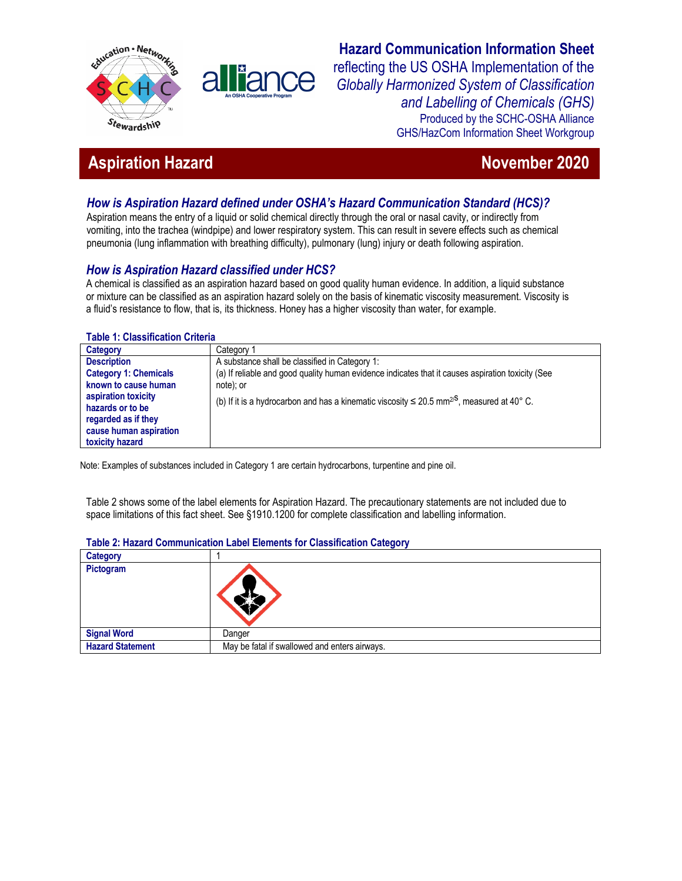**Hazard Communication Information Sheet**
reflecting the US OSHA Implementation of the *Globally Harmonized System of Classification and Labelling of Chemicals (GHS)*
Produced by the SCHC-OSHA Alliance
GHS/HazCom Information Sheet Workgroup

# Aspiration Hazard

**November 2020**

## *How is Aspiration Hazard defined under OSHA's Hazard Communication Standard (HCS)?*

Aspiration means the entry of a liquid or solid chemical directly through the oral or nasal cavity, or indirectly from vomiting, into the trachea (windpipe) and lower respiratory system. This can result in severe effects such as chemical pneumonia (lung inflammation with breathing difficulty), pulmonary (lung) injury or death following aspiration.

## *How is Aspiration Hazard classified under HCS?*

A chemical is classified as an aspiration hazard based on good quality human evidence. In addition, a liquid substance or mixture can be classified as an aspiration hazard solely on the basis of kinematic viscosity measurement. Viscosity is a fluid's resistance to flow, that is, its thickness. Honey has a higher viscosity than water, for example.

**Table 1: Classification Criteria**

| **Category** | Category 1 |
|---|---|
| **Description**<br>**Category 1: Chemicals known to cause human aspiration toxicity hazards or to be regarded as if they cause human aspiration toxicity hazard** | A substance shall be classified in Category 1:<br>(a) If reliable and good quality human evidence indicates that it causes aspiration toxicity (See note); or<br>(b) If it is a hydrocarbon and has a kinematic viscosity ≤ 20.5 $mm^{2}/S$, measured at 40° C. |

Note: Examples of substances included in Category 1 are certain hydrocarbons, turpentine and pine oil.

Table 2 shows some of the label elements for Aspiration Hazard. The precautionary statements are not included due to space limitations of this fact sheet. See §1910.1200 for complete classification and labelling information.

**Table 2: Hazard Communication Label Elements for Classification Category**

| **Category** | 1 |
|---|---|
| **Pictogram** | |
| **Signal Word** | Danger |
| **Hazard Statement** | May be fatal if swallowed and enters airways. |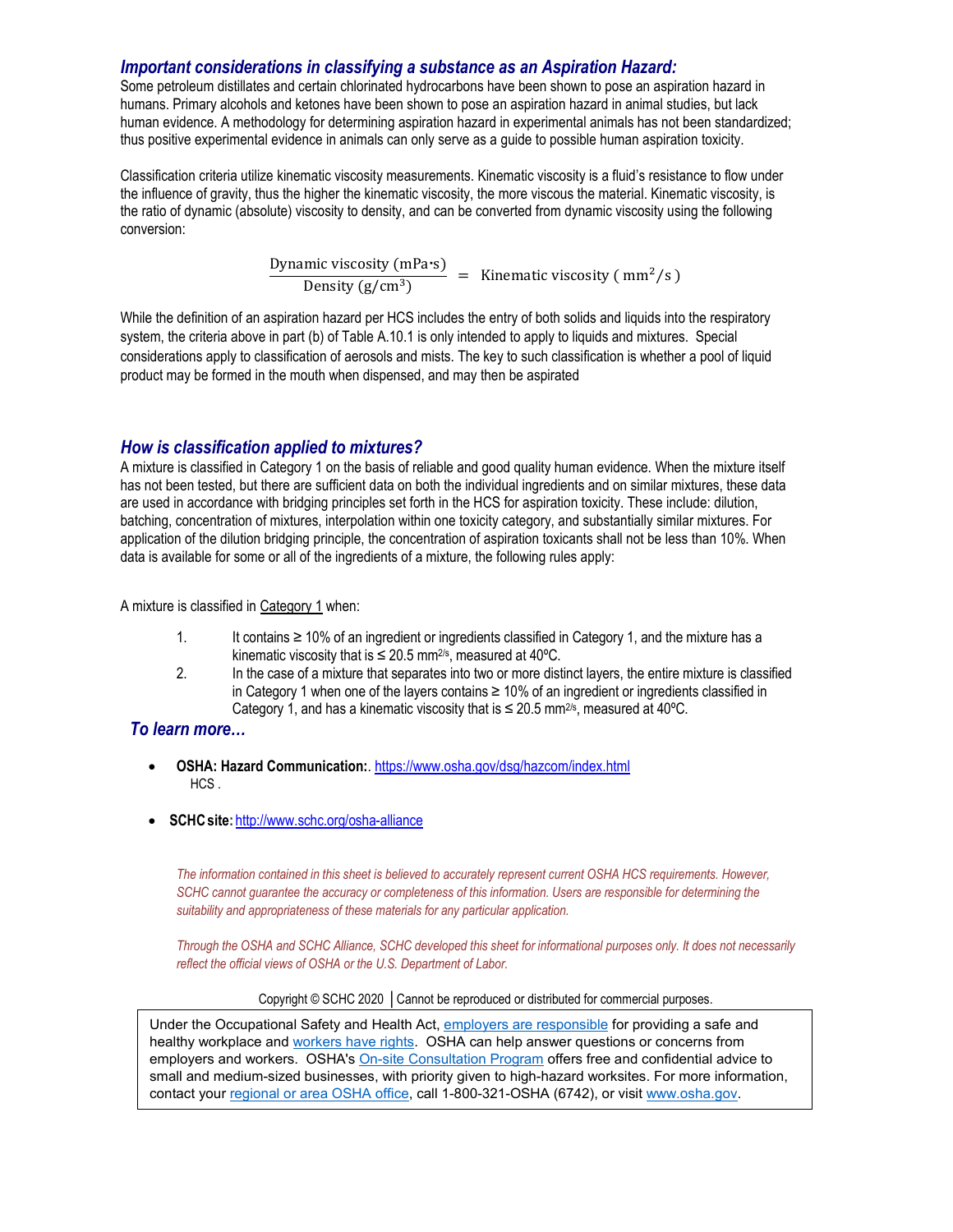### *Important considerations in classifying a substance as an Aspiration Hazard:*

Some petroleum distillates and certain chlorinated hydrocarbons have been shown to pose an aspiration hazard in humans. Primary alcohols and ketones have been shown to pose an aspiration hazard in animal studies, but lack human evidence. A methodology for determining aspiration hazard in experimental animals has not been standardized; thus positive experimental evidence in animals can only serve as a guide to possible human aspiration toxicity.

Classification criteria utilize kinematic viscosity measurements. Kinematic viscosity is a fluid's resistance to flow under the influence of gravity, thus the higher the kinematic viscosity, the more viscous the material. Kinematic viscosity, is the ratio of dynamic (absolute) viscosity to density, and can be converted from dynamic viscosity using the following conversion:

$$\frac{\text{Dynamic viscosity (mPa}\cdot\text{s)}}{\text{Density (g/cm}^3\text{)}} = \text{Kinematic viscosity ( mm}^2\text{/s )}$$

While the definition of an aspiration hazard per HCS includes the entry of both solids and liquids into the respiratory system, the criteria above in part (b) of Table A.10.1 is only intended to apply to liquids and mixtures. Special considerations apply to classification of aerosols and mists. The key to such classification is whether a pool of liquid product may be formed in the mouth when dispensed, and may then be aspirated

### *How is classification applied to mixtures?*

A mixture is classified in Category 1 on the basis of reliable and good quality human evidence. When the mixture itself has not been tested, but there are sufficient data on both the individual ingredients and on similar mixtures, these data are used in accordance with bridging principles set forth in the HCS for aspiration toxicity. These include: dilution, batching, concentration of mixtures, interpolation within one toxicity category, and substantially similar mixtures. For application of the dilution bridging principle, the concentration of aspiration toxicants shall not be less than 10%. When data is available for some or all of the ingredients of a mixture, the following rules apply:

A mixture is classified in Category 1 when:

1. It contains ≥ 10% of an ingredient or ingredients classified in Category 1, and the mixture has a kinematic viscosity that is ≤ 20.5 $mm^{2/s}$, measured at 40ºC.
2. In the case of a mixture that separates into two or more distinct layers, the entire mixture is classified in Category 1 when one of the layers contains ≥ 10% of an ingredient or ingredients classified in Category 1, and has a kinematic viscosity that is ≤ 20.5 $mm^{2/s}$, measured at 40ºC.

### *To learn more…*

- **OSHA: Hazard Communication:**. https://www.osha.gov/dsg/hazcom/index.html HCS .
- **SCHC site:** http://www.schc.org/osha-alliance

*The information contained in this sheet is believed to accurately represent current OSHA HCS requirements. However, SCHC cannot guarantee the accuracy or completeness of this information. Users are responsible for determining the suitability and appropriateness of these materials for any particular application.*

*Through the OSHA and SCHC Alliance, SCHC developed this sheet for informational purposes only. It does not necessarily reflect the official views of OSHA or the U.S. Department of Labor.*

Copyright © SCHC 2020 │Cannot be reproduced or distributed for commercial purposes.

Under the Occupational Safety and Health Act, employers are responsible for providing a safe and healthy workplace and workers have rights. OSHA can help answer questions or concerns from employers and workers. OSHA's On-site Consultation Program offers free and confidential advice to small and medium-sized businesses, with priority given to high-hazard worksites. For more information, contact your regional or area OSHA office, call 1-800-321-OSHA (6742), or visit www.osha.gov.